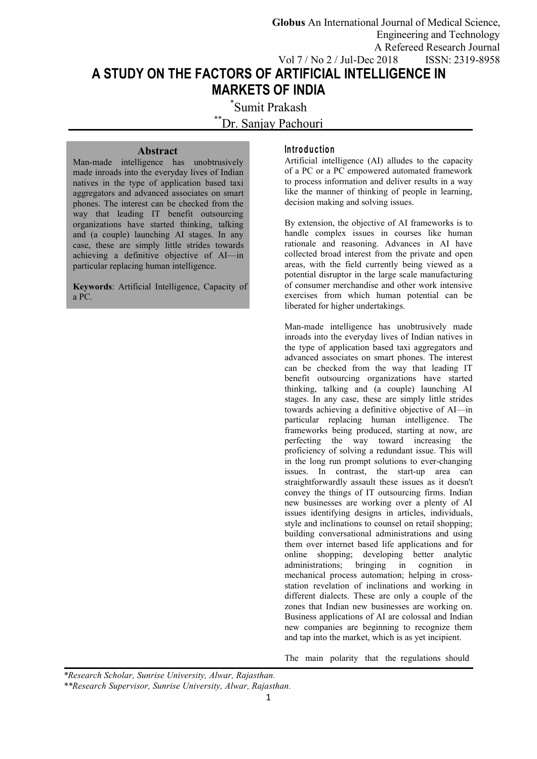# A STUDY ON THE FACTORS OF ARTIFICIAL INTELLIGENCE IN MARKETS OF INDIA

*Sumit Prakash

**Dr. Sanjay Pachouri

## Abstract

Man-made intelligence has unobtrusively made inroads into the everyday lives of Indian natives in the type of application based taxi aggregators and advanced associates on smart phones. The interest can be checked from the way that leading IT benefit outsourcing organizations have started thinking, talking and (a couple) launching AI stages. In any case, these are simply little strides towards achieving a definitive objective of AI—in particular replacing human intelligence.

**Keywords**: Artificial Intelligence, Capacity of a PC.

## Introduction

Artificial intelligence (AI) alludes to the capacity of a PC or a PC empowered automated framework to process information and deliver results in a way like the manner of thinking of people in learning, decision making and solving issues.

By extension, the objective of AI frameworks is to handle complex issues in courses like human rationale and reasoning. Advances in AI have collected broad interest from the private and open areas, with the field currently being viewed as a potential disruptor in the large scale manufacturing of consumer merchandise and other work intensive exercises from which human potential can be liberated for higher undertakings.

Man-made intelligence has unobtrusively made inroads into the everyday lives of Indian natives in the type of application based taxi aggregators and advanced associates on smart phones. The interest can be checked from the way that leading IT benefit outsourcing organizations have started thinking, talking and (a couple) launching AI stages. In any case, these are simply little strides towards achieving a definitive objective of AI—in particular replacing human intelligence. The frameworks being produced, starting at now, are perfecting the way toward increasing the proficiency of solving a redundant issue. This will in the long run prompt solutions to ever-changing issues. In contrast, the start-up area can straightforwardly assault these issues as it doesn't convey the things of IT outsourcing firms. Indian new businesses are working over a plenty of AI issues identifying designs in articles, individuals, style and inclinations to counsel on retail shopping; building conversational administrations and using them over internet based life applications and for online shopping; developing better analytic administrations; bringing in cognition in mechanical process automation; helping in cross-station revelation of inclinations and working in different dialects. These are only a couple of the zones that Indian new businesses are working on. Business applications of AI are colossal and Indian new companies are beginning to recognize them and tap into the market, which is as yet incipient.

The main polarity that the regulations should

*Research Scholar, Sunrise University, Alwar, Rajasthan.

**Research Supervisor, Sunrise University, Alwar, Rajasthan.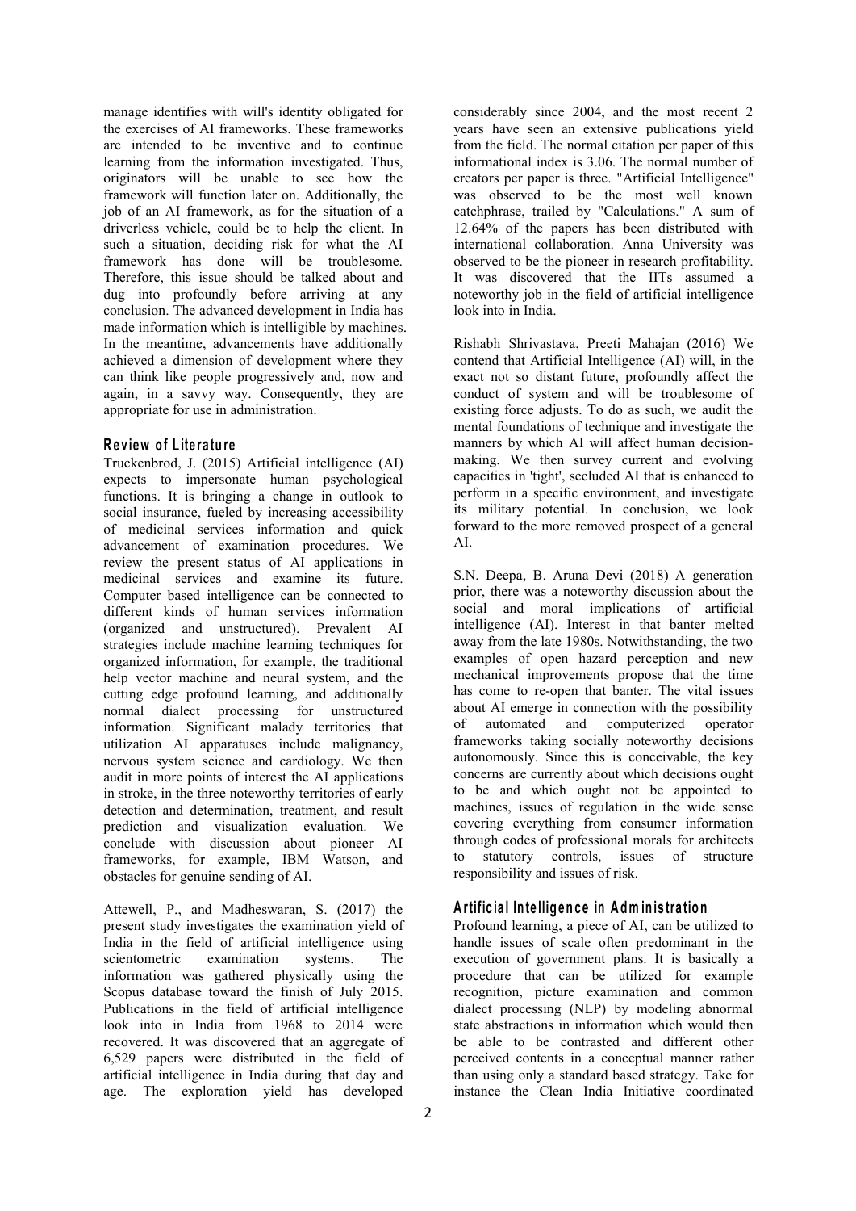manage identifies with will's identity obligated for the exercises of AI frameworks. These frameworks are intended to be inventive and to continue learning from the information investigated. Thus, originators will be unable to see how the framework will function later on. Additionally, the job of an AI framework, as for the situation of a driverless vehicle, could be to help the client. In such a situation, deciding risk for what the AI framework has done will be troublesome. Therefore, this issue should be talked about and dug into profoundly before arriving at any conclusion. The advanced development in India has made information which is intelligible by machines. In the meantime, advancements have additionally achieved a dimension of development where they can think like people progressively and, now and again, in a savvy way. Consequently, they are appropriate for use in administration.

## Review of Literature

Truckenbrod, J. (2015) Artificial intelligence (AI) expects to impersonate human psychological functions. It is bringing a change in outlook to social insurance, fueled by increasing accessibility of medicinal services information and quick advancement of examination procedures. We review the present status of AI applications in medicinal services and examine its future. Computer based intelligence can be connected to different kinds of human services information (organized and unstructured). Prevalent AI strategies include machine learning techniques for organized information, for example, the traditional help vector machine and neural system, and the cutting edge profound learning, and additionally normal dialect processing for unstructured information. Significant malady territories that utilization AI apparatuses include malignancy, nervous system science and cardiology. We then audit in more points of interest the AI applications in stroke, in the three noteworthy territories of early detection and determination, treatment, and result prediction and visualization evaluation. We conclude with discussion about pioneer AI frameworks, for example, IBM Watson, and obstacles for genuine sending of AI.

Attewell, P., and Madheswaran, S. (2017) the present study investigates the examination yield of India in the field of artificial intelligence using scientometric examination systems. The information was gathered physically using the Scopus database toward the finish of July 2015. Publications in the field of artificial intelligence look into in India from 1968 to 2014 were recovered. It was discovered that an aggregate of 6,529 papers were distributed in the field of artificial intelligence in India during that day and age. The exploration yield has developed considerably since 2004, and the most recent 2 years have seen an extensive publications yield from the field. The normal citation per paper of this informational index is 3.06. The normal number of creators per paper is three. "Artificial Intelligence" was observed to be the most well known catchphrase, trailed by "Calculations." A sum of 12.64% of the papers has been distributed with international collaboration. Anna University was observed to be the pioneer in research profitability. It was discovered that the IITs assumed a noteworthy job in the field of artificial intelligence look into in India.

Rishabh Shrivastava, Preeti Mahajan (2016) We contend that Artificial Intelligence (AI) will, in the exact not so distant future, profoundly affect the conduct of system and will be troublesome of existing force adjusts. To do as such, we audit the mental foundations of technique and investigate the manners by which AI will affect human decision-making. We then survey current and evolving capacities in 'tight', secluded AI that is enhanced to perform in a specific environment, and investigate its military potential. In conclusion, we look forward to the more removed prospect of a general AI.

S.N. Deepa, B. Aruna Devi (2018) A generation prior, there was a noteworthy discussion about the social and moral implications of artificial intelligence (AI). Interest in that banter melted away from the late 1980s. Notwithstanding, the two examples of open hazard perception and new mechanical improvements propose that the time has come to re-open that banter. The vital issues about AI emerge in connection with the possibility of automated and computerized operator frameworks taking socially noteworthy decisions autonomously. Since this is conceivable, the key concerns are currently about which decisions ought to be and which ought not be appointed to machines, issues of regulation in the wide sense covering everything from consumer information through codes of professional morals for architects to statutory controls, issues of structure responsibility and issues of risk.

## Artificial Intelligence in Administration

Profound learning, a piece of AI, can be utilized to handle issues of scale often predominant in the execution of government plans. It is basically a procedure that can be utilized for example recognition, picture examination and common dialect processing (NLP) by modeling abnormal state abstractions in information which would then be able to be contrasted and different other perceived contents in a conceptual manner rather than using only a standard based strategy. Take for instance the Clean India Initiative coordinated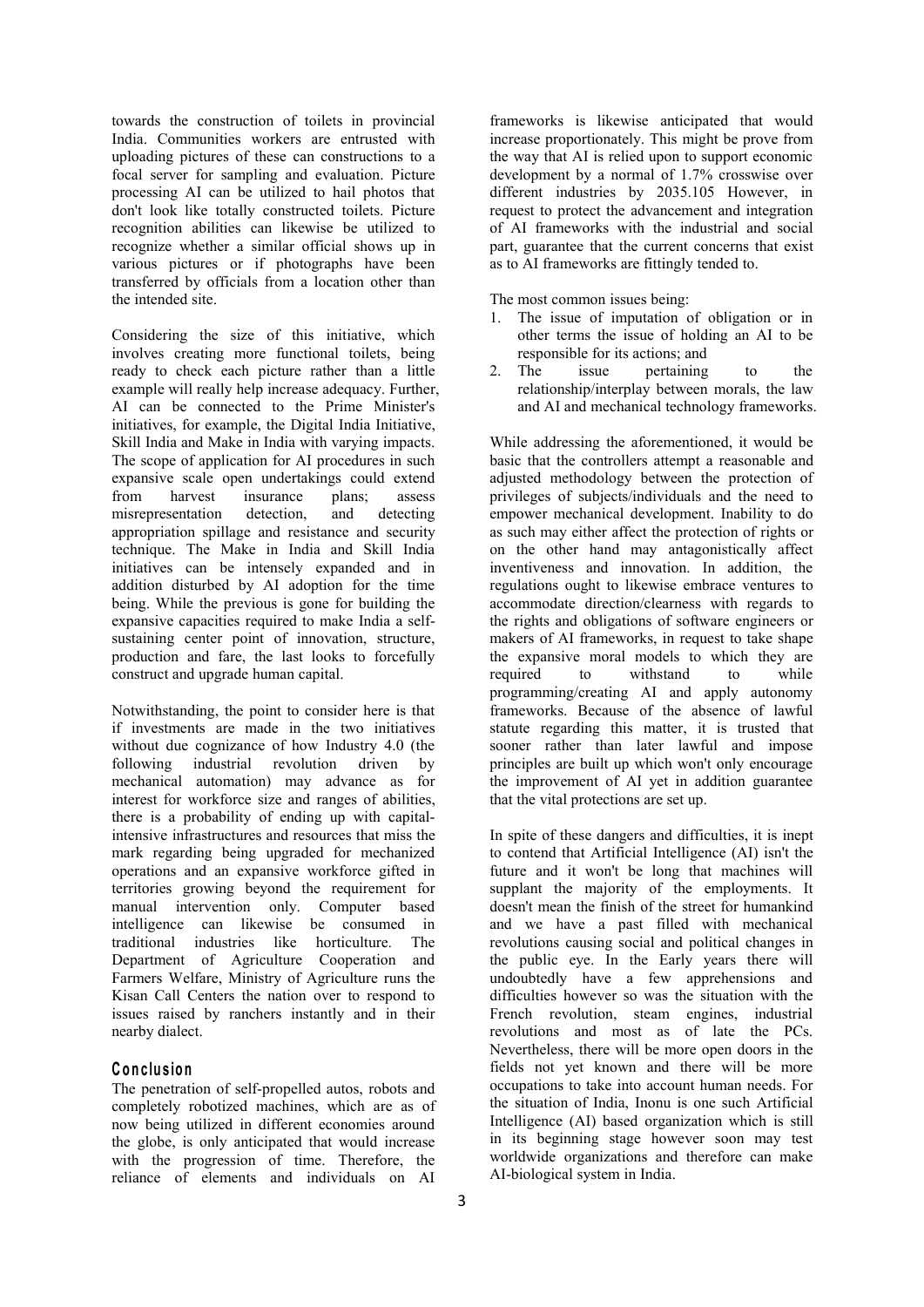towards the construction of toilets in provincial India. Communities workers are entrusted with uploading pictures of these can constructions to a focal server for sampling and evaluation. Picture processing AI can be utilized to hail photos that don't look like totally constructed toilets. Picture recognition abilities can likewise be utilized to recognize whether a similar official shows up in various pictures or if photographs have been transferred by officials from a location other than the intended site.

Considering the size of this initiative, which involves creating more functional toilets, being ready to check each picture rather than a little example will really help increase adequacy. Further, AI can be connected to the Prime Minister's initiatives, for example, the Digital India Initiative, Skill India and Make in India with varying impacts. The scope of application for AI procedures in such expansive scale open undertakings could extend from harvest insurance plans; assess misrepresentation detection, and detecting appropriation spillage and resistance and security technique. The Make in India and Skill India initiatives can be intensely expanded and in addition disturbed by AI adoption for the time being. While the previous is gone for building the expansive capacities required to make India a self-sustaining center point of innovation, structure, production and fare, the last looks to forcefully construct and upgrade human capital.

Notwithstanding, the point to consider here is that if investments are made in the two initiatives without due cognizance of how Industry 4.0 (the following industrial revolution driven by mechanical automation) may advance as for interest for workforce size and ranges of abilities, there is a probability of ending up with capital-intensive infrastructures and resources that miss the mark regarding being upgraded for mechanized operations and an expansive workforce gifted in territories growing beyond the requirement for manual intervention only. Computer based intelligence can likewise be consumed in traditional industries like horticulture. The Department of Agriculture Cooperation and Farmers Welfare, Ministry of Agriculture runs the Kisan Call Centers the nation over to respond to issues raised by ranchers instantly and in their nearby dialect.

## Conclusion

The penetration of self-propelled autos, robots and completely robotized machines, which are as of now being utilized in different economies around the globe, is only anticipated that would increase with the progression of time. Therefore, the reliance of elements and individuals on AI frameworks is likewise anticipated that would increase proportionately. This might be prove from the way that AI is relied upon to support economic development by a normal of 1.7% crosswise over different industries by 2035.105 However, in request to protect the advancement and integration of AI frameworks with the industrial and social part, guarantee that the current concerns that exist as to AI frameworks are fittingly tended to.

The most common issues being:

1. The issue of imputation of obligation or in other terms the issue of holding an AI to be responsible for its actions; and
2. The issue pertaining to the relationship/interplay between morals, the law and AI and mechanical technology frameworks.

While addressing the aforementioned, it would be basic that the controllers attempt a reasonable and adjusted methodology between the protection of privileges of subjects/individuals and the need to empower mechanical development. Inability to do as such may either affect the protection of rights or on the other hand may antagonistically affect inventiveness and innovation. In addition, the regulations ought to likewise embrace ventures to accommodate direction/clearness with regards to the rights and obligations of software engineers or makers of AI frameworks, in request to take shape the expansive moral models to which they are required to withstand to while programming/creating AI and apply autonomy frameworks. Because of the absence of lawful statute regarding this matter, it is trusted that sooner rather than later lawful and impose principles are built up which won't only encourage the improvement of AI yet in addition guarantee that the vital protections are set up.

In spite of these dangers and difficulties, it is inept to contend that Artificial Intelligence (AI) isn't the future and it won't be long that machines will supplant the majority of the employments. It doesn't mean the finish of the street for humankind and we have a past filled with mechanical revolutions causing social and political changes in the public eye. In the Early years there will undoubtedly have a few apprehensions and difficulties however so was the situation with the French revolution, steam engines, industrial revolutions and most as of late the PCs. Nevertheless, there will be more open doors in the fields not yet known and there will be more occupations to take into account human needs. For the situation of India, Inonu is one such Artificial Intelligence (AI) based organization which is still in its beginning stage however soon may test worldwide organizations and therefore can make AI-biological system in India.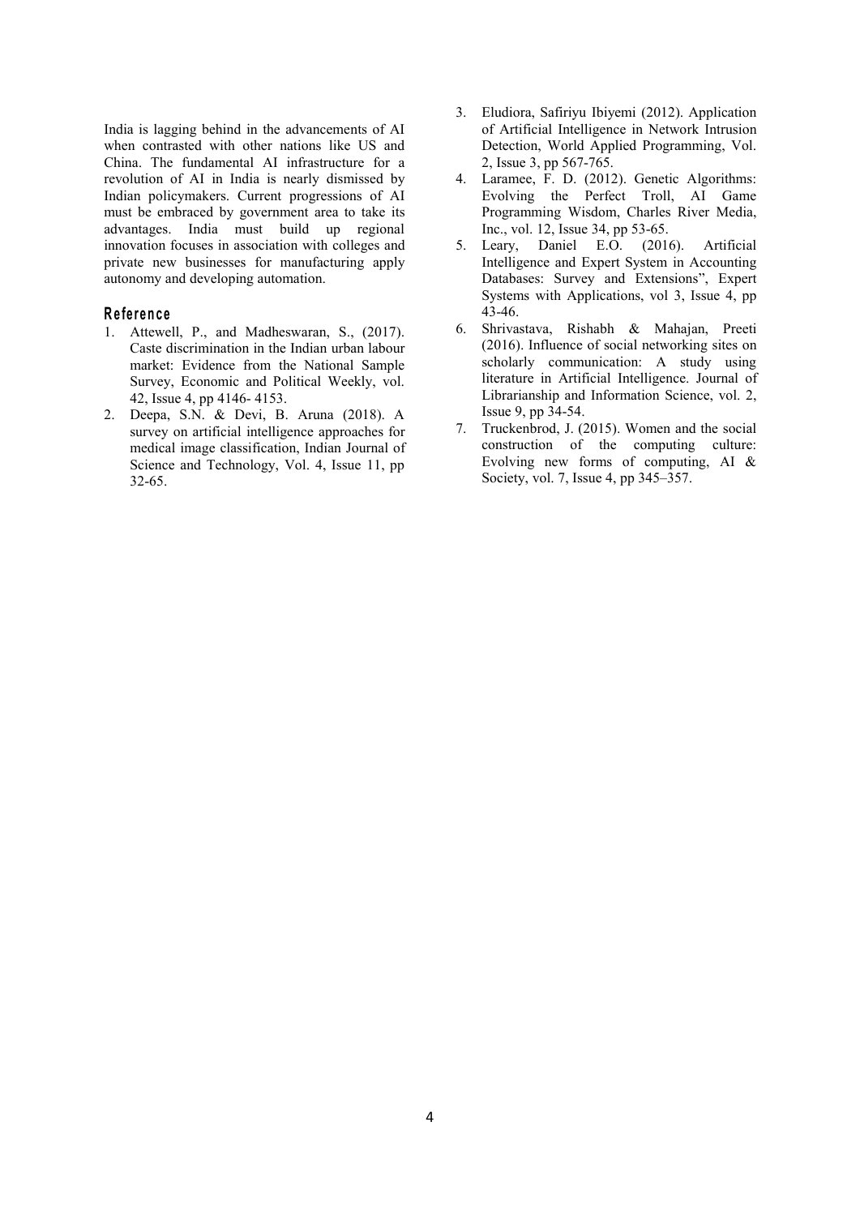India is lagging behind in the advancements of AI when contrasted with other nations like US and China. The fundamental AI infrastructure for a revolution of AI in India is nearly dismissed by Indian policymakers. Current progressions of AI must be embraced by government area to take its advantages. India must build up regional innovation focuses in association with colleges and private new businesses for manufacturing apply autonomy and developing automation.

## Reference

1. Attewell, P., and Madheswaran, S., (2017). Caste discrimination in the Indian urban labour market: Evidence from the National Sample Survey, Economic and Political Weekly, vol. 42, Issue 4, pp 4146- 4153.
2. Deepa, S.N. & Devi, B. Aruna (2018). A survey on artificial intelligence approaches for medical image classification, Indian Journal of Science and Technology, Vol. 4, Issue 11, pp 32-65.
3. Eludiora, Safiriyu Ibiyemi (2012). Application of Artificial Intelligence in Network Intrusion Detection, World Applied Programming, Vol. 2, Issue 3, pp 567-765.
4. Laramee, F. D. (2012). Genetic Algorithms: Evolving the Perfect Troll, AI Game Programming Wisdom, Charles River Media, Inc., vol. 12, Issue 34, pp 53-65.
5. Leary, Daniel E.O. (2016). Artificial Intelligence and Expert System in Accounting Databases: Survey and Extensions", Expert Systems with Applications, vol 3, Issue 4, pp 43-46.
6. Shrivastava, Rishabh & Mahajan, Preeti (2016). Influence of social networking sites on scholarly communication: A study using literature in Artificial Intelligence. Journal of Librarianship and Information Science, vol. 2, Issue 9, pp 34-54.
7. Truckenbrod, J. (2015). Women and the social construction of the computing culture: Evolving new forms of computing, AI & Society, vol. 7, Issue 4, pp 345–357.